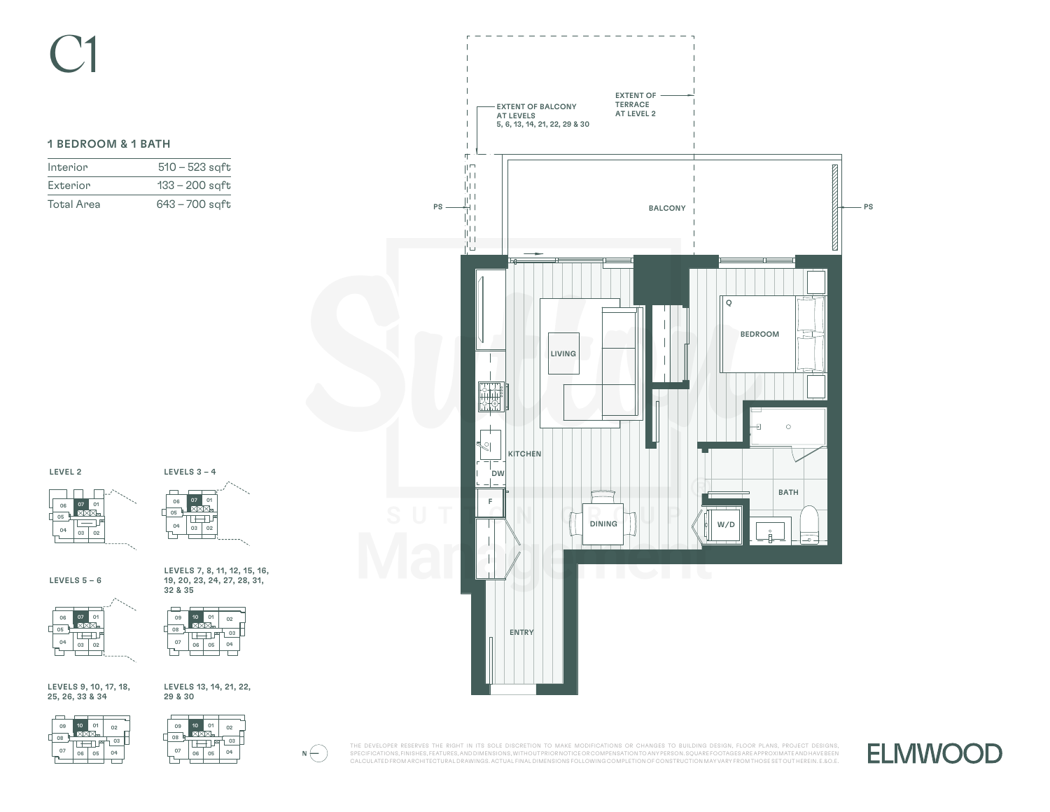# C1

### 1 BEDROOM & 1 BATH

| | |
|---|---|
| Interior | 510 – 523 sqft |
| Exterior | 133 – 200 sqft |
| Total Area | 643 – 700 sqft |

EXTENT OF BALCONY AT LEVELS 5, 6, 13, 14, 21, 22, 29 & 30

EXTENT OF TERRACE AT LEVEL 2

PS

BALCONY

PS

LIVING

BEDROOM

KITCHEN

DW

F

DINING

BATH

W/D

ENTRY

LEVEL 2

LEVELS 3 – 4

LEVELS 5 – 6

LEVELS 7, 8, 11, 12, 15, 16, 19, 20, 23, 24, 27, 28, 31, 32 & 35

LEVELS 9, 10, 17, 18, 25, 26, 33 & 34

LEVELS 13, 14, 21, 22, 29 & 30

N

THE DEVELOPER RESERVES THE RIGHT IN ITS SOLE DISCRETION TO MAKE MODIFICATIONS OR CHANGES TO BUILDING DESIGN, FLOOR PLANS, PROJECT DESIGNS, SPECIFICATIONS, FINISHES, FEATURES, AND DIMENSIONS, WITHOUT PRIOR NOTICE OR COMPENSATION TO ANY PERSON. SQUARE FOOTAGES ARE APPROXIMATE AND HAVE BEEN CALCULATED FROM ARCHITECTURAL DRAWINGS. ACTUAL FINAL DIMENSIONS FOLLOWING COMPLETION OF CONSTRUCTION MAY VARY FROM THOSE SET OUT HEREIN. E.&O.E.

ELMWOOD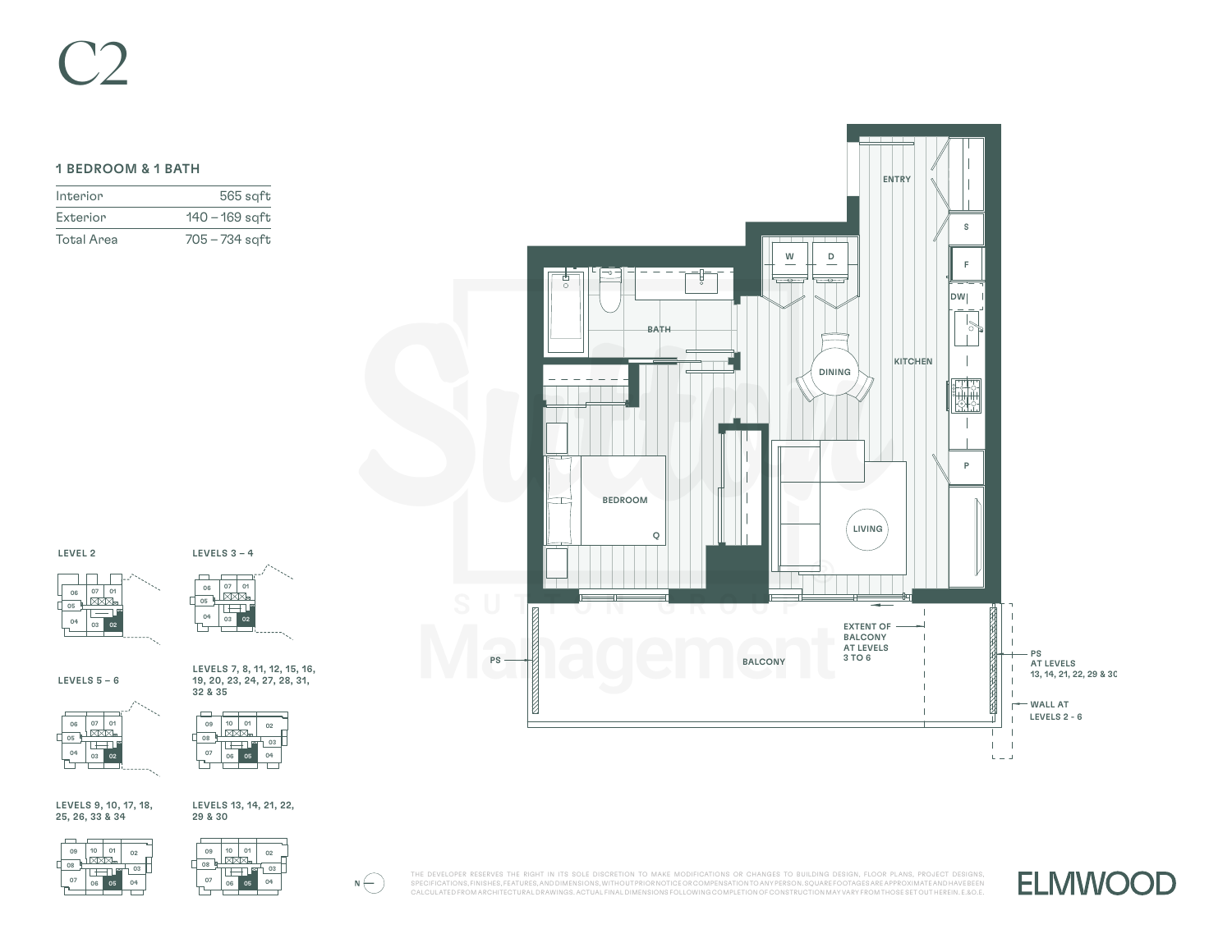# C2

### 1 BEDROOM & 1 BATH

| | |
|---|---|
| Interior | 565 sqft |
| Exterior | 140 – 169 sqft |
| Total Area | 705 – 734 sqft |

ENTRY

S

F

DW

W

D

BATH

DINING

KITCHEN

BEDROOM

Q

LIVING

P

PS

BALCONY

EXTENT OF BALCONY AT LEVELS 3 TO 6

PS AT LEVELS 13, 14, 21, 22, 29 & 30

WALL AT LEVELS 2 - 6

LEVEL 2

LEVELS 3 – 4

LEVELS 5 – 6

LEVELS 7, 8, 11, 12, 15, 16, 19, 20, 23, 24, 27, 28, 31, 32 & 35

LEVELS 9, 10, 17, 18, 25, 26, 33 & 34

LEVELS 13, 14, 21, 22, 29 & 30

N

THE DEVELOPER RESERVES THE RIGHT IN ITS SOLE DISCRETION TO MAKE MODIFICATIONS OR CHANGES TO BUILDING DESIGN, FLOOR PLANS, PROJECT DESIGNS, SPECIFICATIONS, FINISHES, FEATURES, AND DIMENSIONS, WITHOUT PRIOR NOTICE OR COMPENSATION TO ANY PERSON. SQUARE FOOTAGES ARE APPROXIMATE AND HAVE BEEN CALCULATED FROM ARCHITECTURAL DRAWINGS. ACTUAL FINAL DIMENSIONS FOLLOWING COMPLETION OF CONSTRUCTION MAY VARY FROM THOSE SET OUT HEREIN. E.&O.E.

ELMWOOD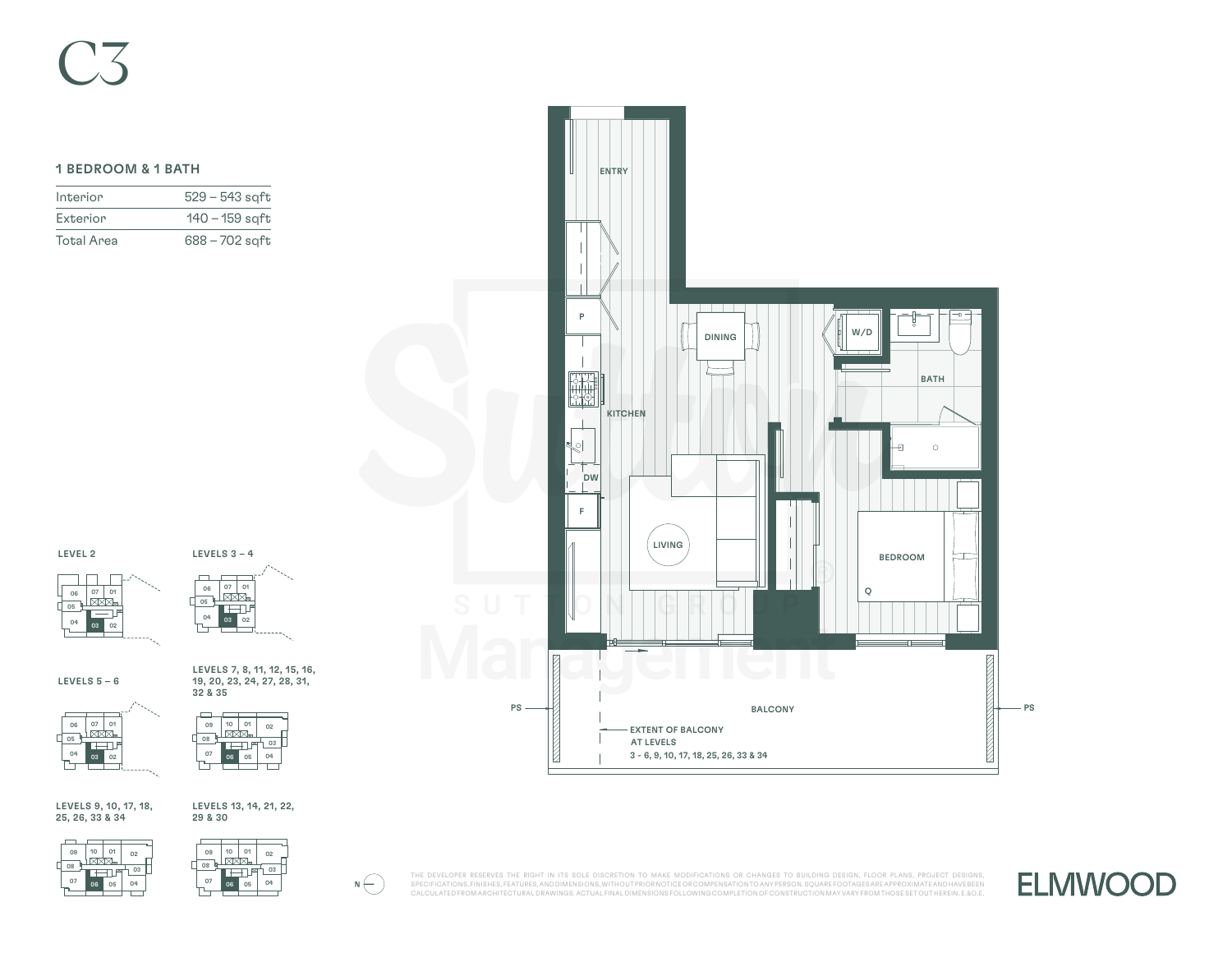# C3

## 1 BEDROOM & 1 BATH

| | |
|---|---|
| Interior | 529 – 543 sqft |
| Exterior | 140 – 159 sqft |
| Total Area | 688 – 702 sqft |

ENTRY

P

DINING

W/D

BATH

KITCHEN

DW

F

LIVING

BEDROOM

Q

PS

BALCONY

PS

EXTENT OF BALCONY AT LEVELS 3 - 6, 9, 10, 17, 18, 25, 26, 33 & 34

LEVEL 2

LEVELS 3 – 4

LEVELS 5 – 6

LEVELS 7, 8, 11, 12, 15, 16, 19, 20, 23, 24, 27, 28, 31, 32 & 35

LEVELS 9, 10, 17, 18, 25, 26, 33 & 34

LEVELS 13, 14, 21, 22, 29 & 30

N

THE DEVELOPER RESERVES THE RIGHT IN ITS SOLE DISCRETION TO MAKE MODIFICATIONS OR CHANGES TO BUILDING DESIGN, FLOOR PLANS, PROJECT DESIGNS, SPECIFICATIONS, FINISHES, FEATURES, AND DIMENSIONS, WITHOUT PRIOR NOTICE OR COMPENSATION TO ANY PERSON. SQUARE FOOTAGES ARE APPROXIMATE AND HAVE BEEN CALCULATED FROM ARCHITECTURAL DRAWINGS. ACTUAL FINAL DIMENSIONS FOLLOWING COMPLETION OF CONSTRUCTION MAY VARY FROM THOSE SET OUT HEREIN. E.&O.E.

ELMWOOD